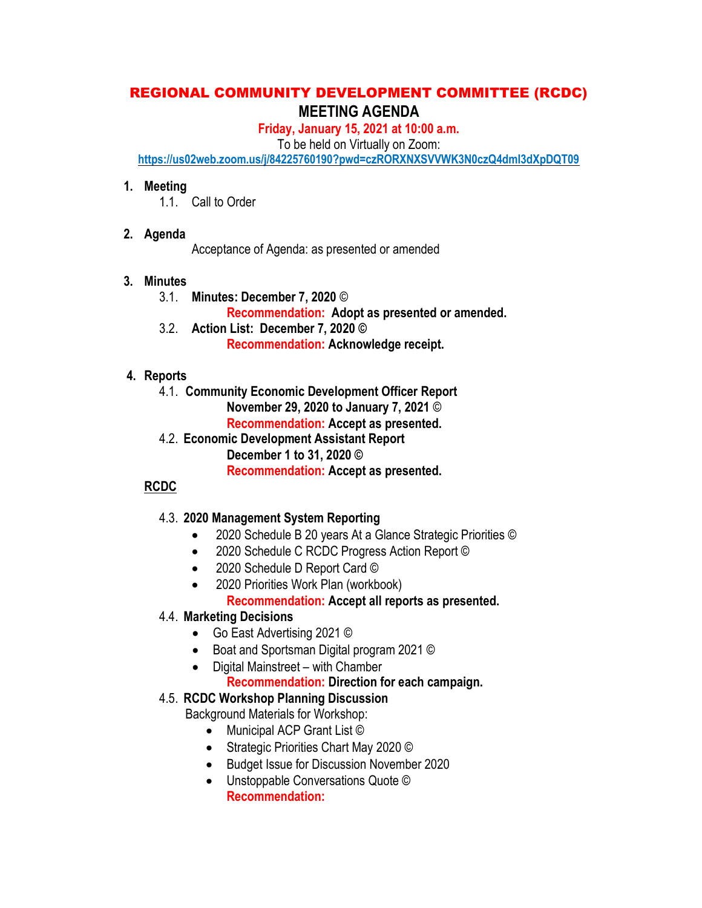# REGIONAL COMMUNITY DEVELOPMENT COMMITTEE (RCDC)

## MEETING AGENDA

**Friday, January 15, 2021 at 10:00 a.m.**

To be held on Virtually on Zoom:

https://us02web.zoom.us/j/84225760190?pwd=czRORXNXSVVWK3N0czQ4dml3dXpDQT09

1. **Meeting**
   1.1. Call to Order

2. **Agenda**

   Acceptance of Agenda: as presented or amended

3. **Minutes**
   3.1. **Minutes: December 7, 2020 ©**
   **Recommendation: Adopt as presented or amended.**
   3.2. **Action List: December 7, 2020 ©**
   **Recommendation: Acknowledge receipt.**

4. **Reports**
   4.1. **Community Economic Development Officer Report**
   **November 29, 2020 to January 7, 2021 ©**
   **Recommendation: Accept as presented.**
   4.2. **Economic Development Assistant Report**
   **December 1 to 31, 2020 ©**
   **Recommendation: Accept as presented.**

**RCDC**

4.3. **2020 Management System Reporting**
- 2020 Schedule B 20 years At a Glance Strategic Priorities ©
- 2020 Schedule C RCDC Progress Action Report ©
- 2020 Schedule D Report Card ©
- 2020 Priorities Work Plan (workbook)

**Recommendation: Accept all reports as presented.**

4.4. **Marketing Decisions**
- Go East Advertising 2021 ©
- Boat and Sportsman Digital program 2021 ©
- Digital Mainstreet – with Chamber

**Recommendation: Direction for each campaign.**

4.5. **RCDC Workshop Planning Discussion**

Background Materials for Workshop:
- Municipal ACP Grant List ©
- Strategic Priorities Chart May 2020 ©
- Budget Issue for Discussion November 2020
- Unstoppable Conversations Quote ©

**Recommendation:**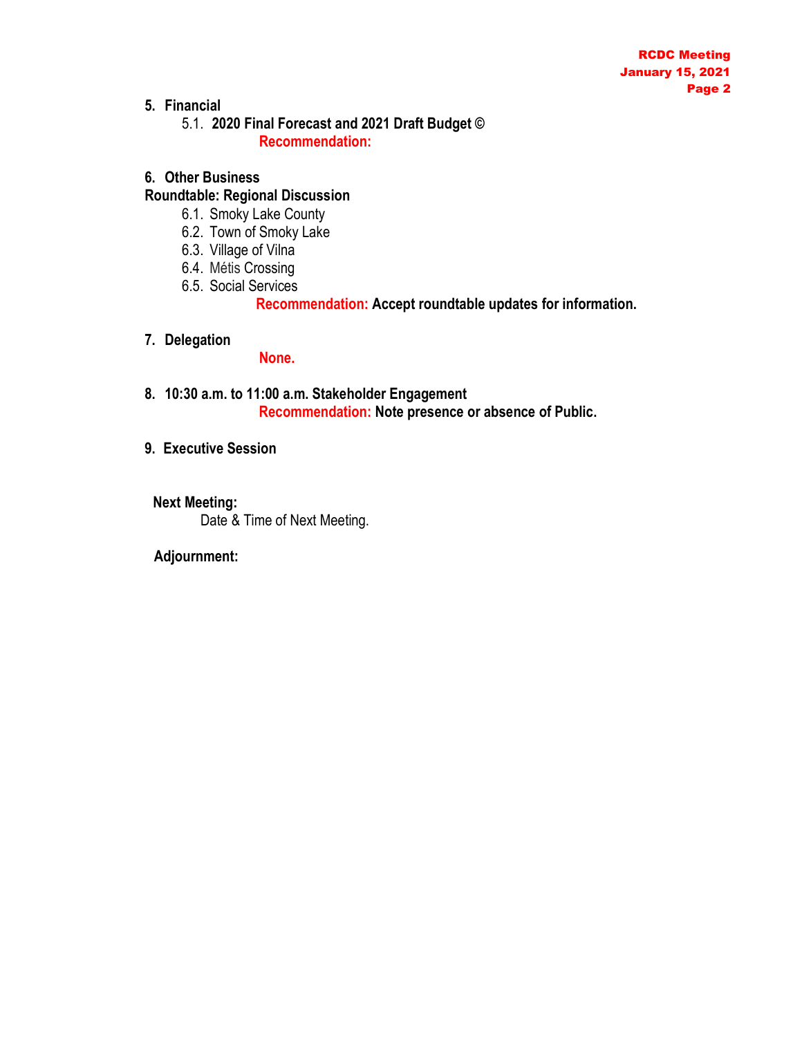**5. Financial**

5.1. **2020 Final Forecast and 2021 Draft Budget ©**

**Recommendation:**

**6. Other Business**

**Roundtable: Regional Discussion**

6.1. Smoky Lake County
6.2. Town of Smoky Lake
6.3. Village of Vilna
6.4. Métis Crossing
6.5. Social Services

**Recommendation: Accept roundtable updates for information.**

**7. Delegation**

**None.**

**8. 10:30 a.m. to 11:00 a.m. Stakeholder Engagement**

**Recommendation: Note presence or absence of Public.**

**9. Executive Session**

**Next Meeting:**

Date & Time of Next Meeting.

**Adjournment:**